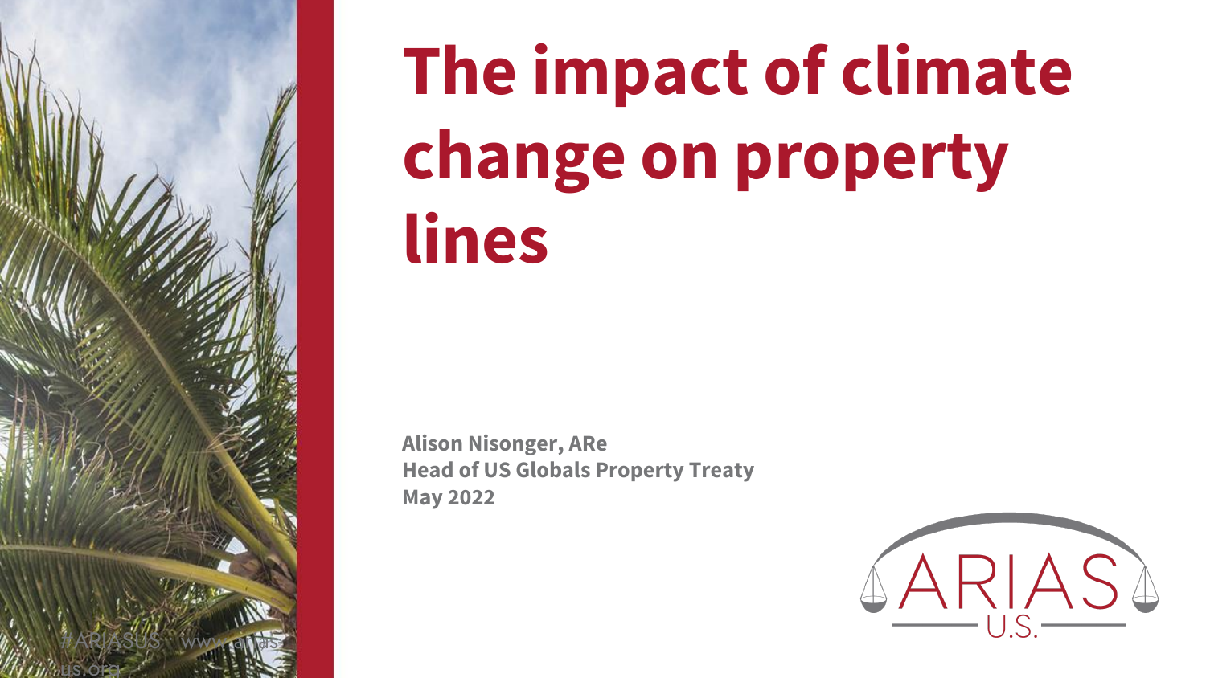# The impact of climate change on property lines

**Alison Nisonger, ARe**
**Head of US Globals Property Treaty**
**May 2022**

ARIAS U.S.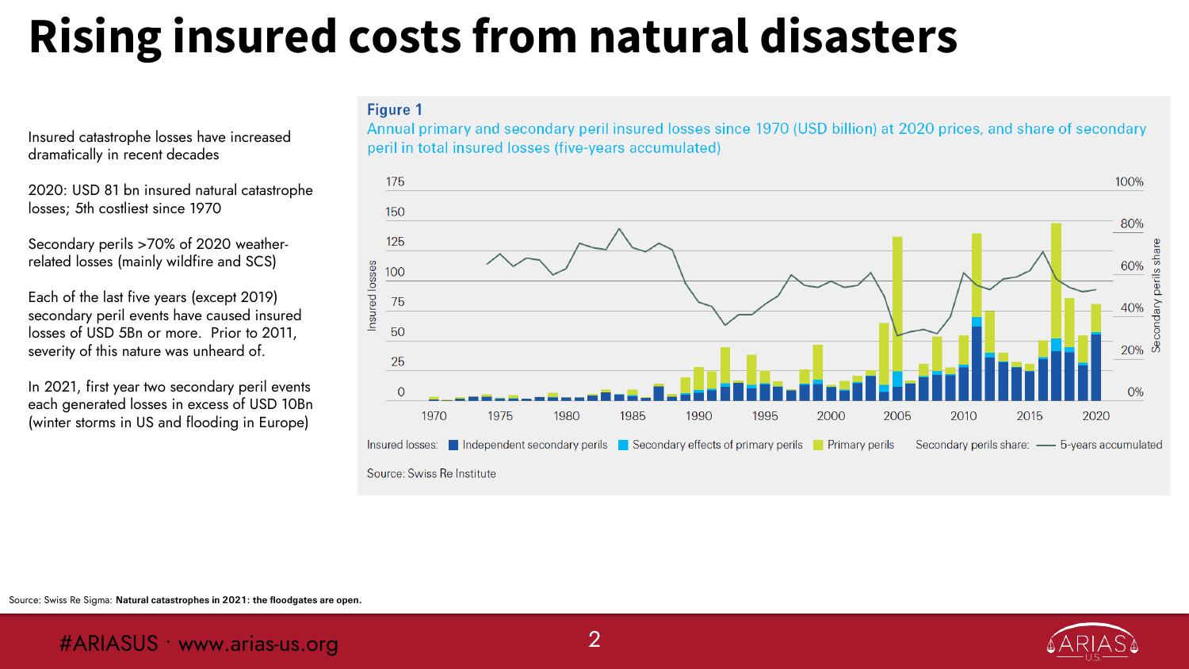# Rising insured costs from natural disasters

Insured catastrophe losses have increased dramatically in recent decades

2020: USD 81 bn insured natural catastrophe losses; 5th costliest since 1970

Secondary perils >70% of 2020 weather-related losses (mainly wildfire and SCS)

Each of the last five years (except 2019) secondary peril events have caused insured losses of USD 5Bn or more. Prior to 2011, severity of this nature was unheard of.

In 2021, first year two secondary peril events each generated losses in excess of USD 10Bn (winter storms in US and flooding in Europe)

**Figure 1**

Annual primary and secondary peril insured losses since 1970 (USD billion) at 2020 prices, and share of secondary peril in total insured losses (five-years accumulated)

Insured losses: Independent secondary perils · Secondary effects of primary perils · Primary perils · Secondary perils share: 5-years accumulated

Source: Swiss Re Institute

Source: Swiss Re Sigma: **Natural catastrophes in 2021: the floodgates are open.**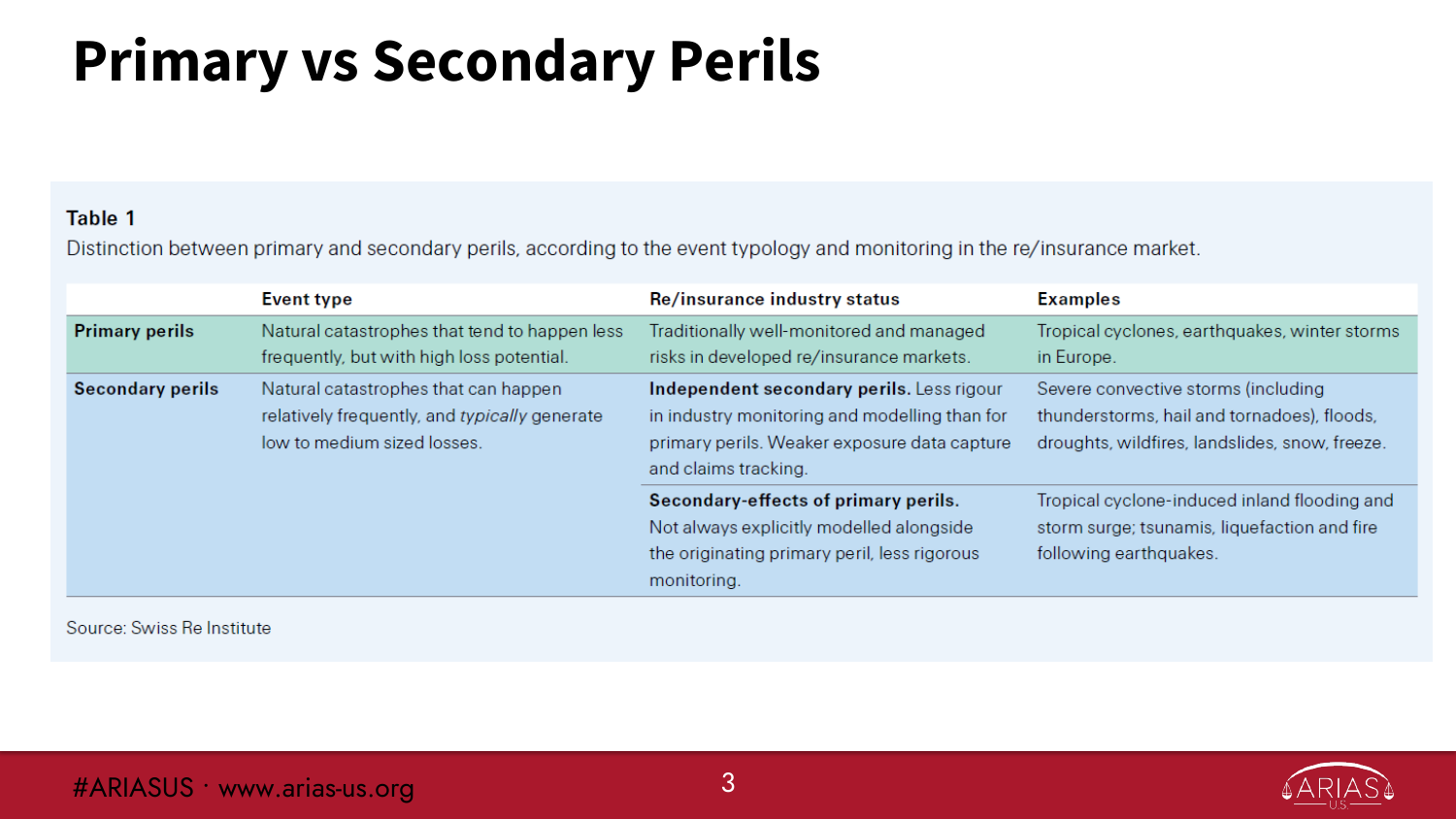# Primary vs Secondary Perils

**Table 1**

Distinction between primary and secondary perils, according to the event typology and monitoring in the re/insurance market.

| | Event type | Re/insurance industry status | Examples |
|---|---|---|---|
| **Primary perils** | Natural catastrophes that tend to happen less frequently, but with high loss potential. | Traditionally well-monitored and managed risks in developed re/insurance markets. | Tropical cyclones, earthquakes, winter storms in Europe. |
| **Secondary perils** | Natural catastrophes that can happen relatively frequently, and *typically* generate low to medium sized losses. | **Independent secondary perils.** Less rigour in industry monitoring and modelling than for primary perils. Weaker exposure data capture and claims tracking. | Severe convective storms (including thunderstorms, hail and tornadoes), floods, droughts, wildfires, landslides, snow, freeze. |
| | | **Secondary-effects of primary perils.** Not always explicitly modelled alongside the originating primary peril, less rigorous monitoring. | Tropical cyclone-induced inland flooding and storm surge; tsunamis, liquefaction and fire following earthquakes. |

Source: Swiss Re Institute

#ARIASUS · www.arias-us.org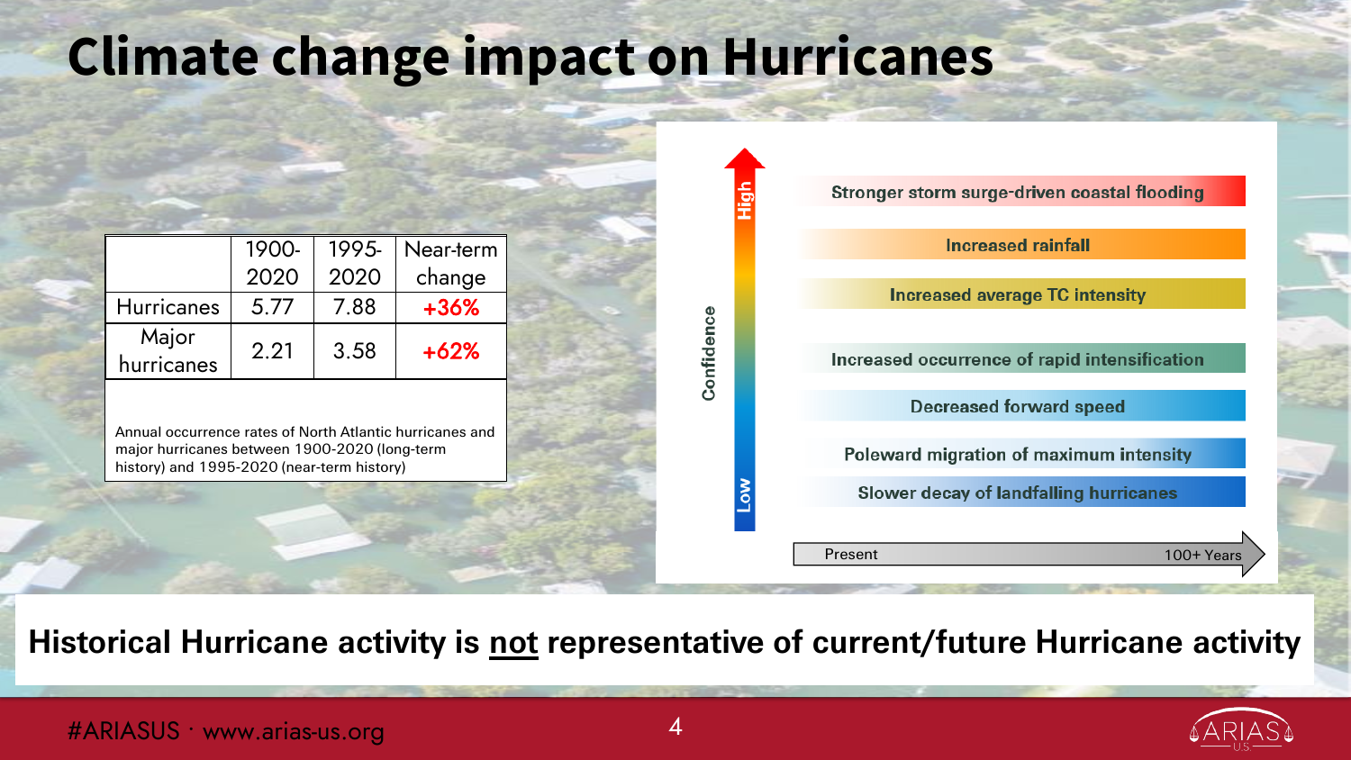# Climate change impact on Hurricanes

| | 1900-2020 | 1995-2020 | Near-term change |
|---|---|---|---|
| Hurricanes | 5.77 | 7.88 | **+36%** |
| Major hurricanes | 2.21 | 3.58 | **+62%** |

Annual occurrence rates of North Atlantic hurricanes and major hurricanes between 1900-2020 (long-term history) and 1995-2020 (near-term history)

Confidence: High → Low

- Stronger storm surge-driven coastal flooding
- Increased rainfall
- Increased average TC intensity
- Increased occurrence of rapid intensification
- Decreased forward speed
- Poleward migration of maximum intensity
- Slower decay of landfalling hurricanes

Present → 100+ Years

**Historical Hurricane activity is not representative of current/future Hurricane activity**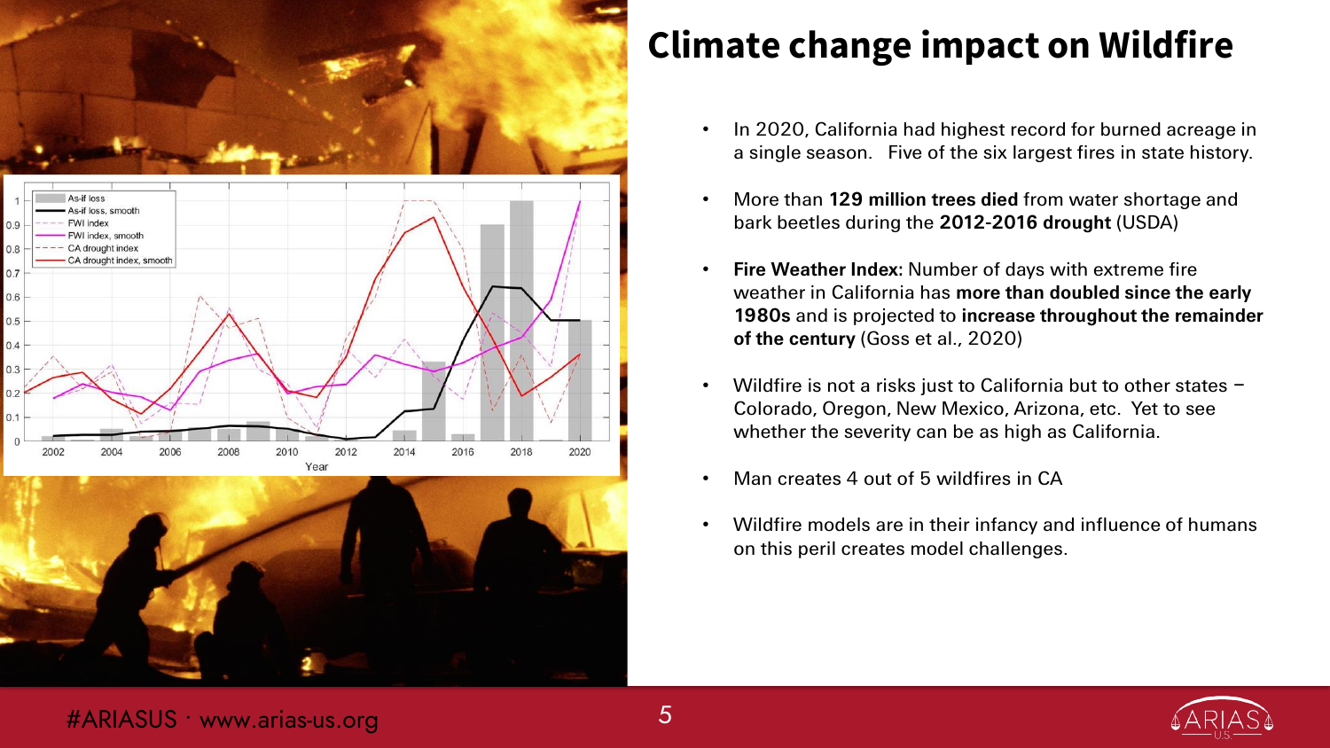# Climate change impact on Wildfire

- In 2020, California had highest record for burned acreage in a single season. Five of the six largest fires in state history.
- More than **129 million trees died** from water shortage and bark beetles during the **2012-2016 drought** (USDA)
- **Fire Weather Index:** Number of days with extreme fire weather in California has **more than doubled since the early 1980s** and is projected to **increase throughout the remainder of the century** (Goss et al., 2020)
- Wildfire is not a risks just to California but to other states – Colorado, Oregon, New Mexico, Arizona, etc. Yet to see whether the severity can be as high as California.
- Man creates 4 out of 5 wildfires in CA
- Wildfire models are in their infancy and influence of humans on this peril creates model challenges.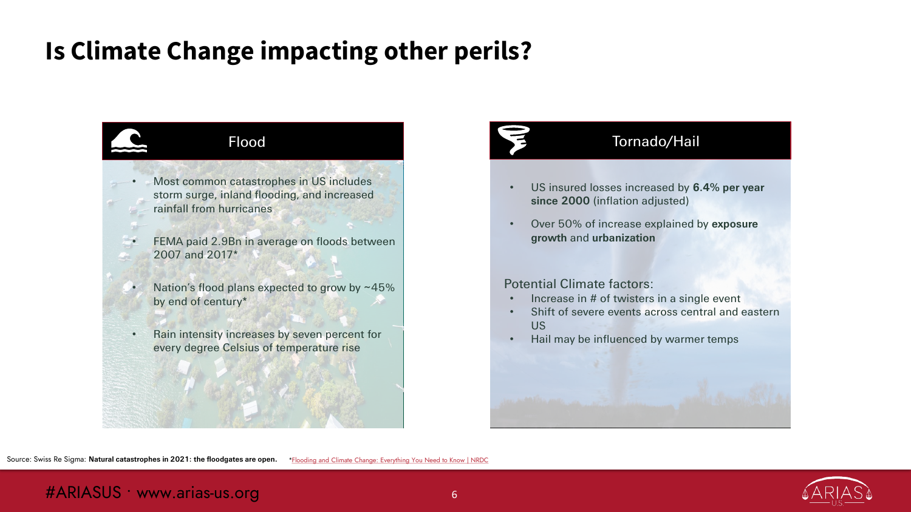# Is Climate Change impacting other perils?

## Flood

- Most common catastrophes in US includes storm surge, inland flooding, and increased rainfall from hurricanes
- FEMA paid 2.9Bn in average on floods between 2007 and 2017*
- Nation's flood plans expected to grow by ~45% by end of century*
- Rain intensity increases by seven percent for every degree Celsius of temperature rise

## Tornado/Hail

- US insured losses increased by **6.4% per year since 2000** (inflation adjusted)
- Over 50% of increase explained by **exposure growth** and **urbanization**

Potential Climate factors:

- Increase in # of twisters in a single event
- Shift of severe events across central and eastern US
- Hail may be influenced by warmer temps

Source: Swiss Re Sigma: **Natural catastrophes in 2021: the floodgates are open.** *Flooding and Climate Change: Everything You Need to Know | NRDC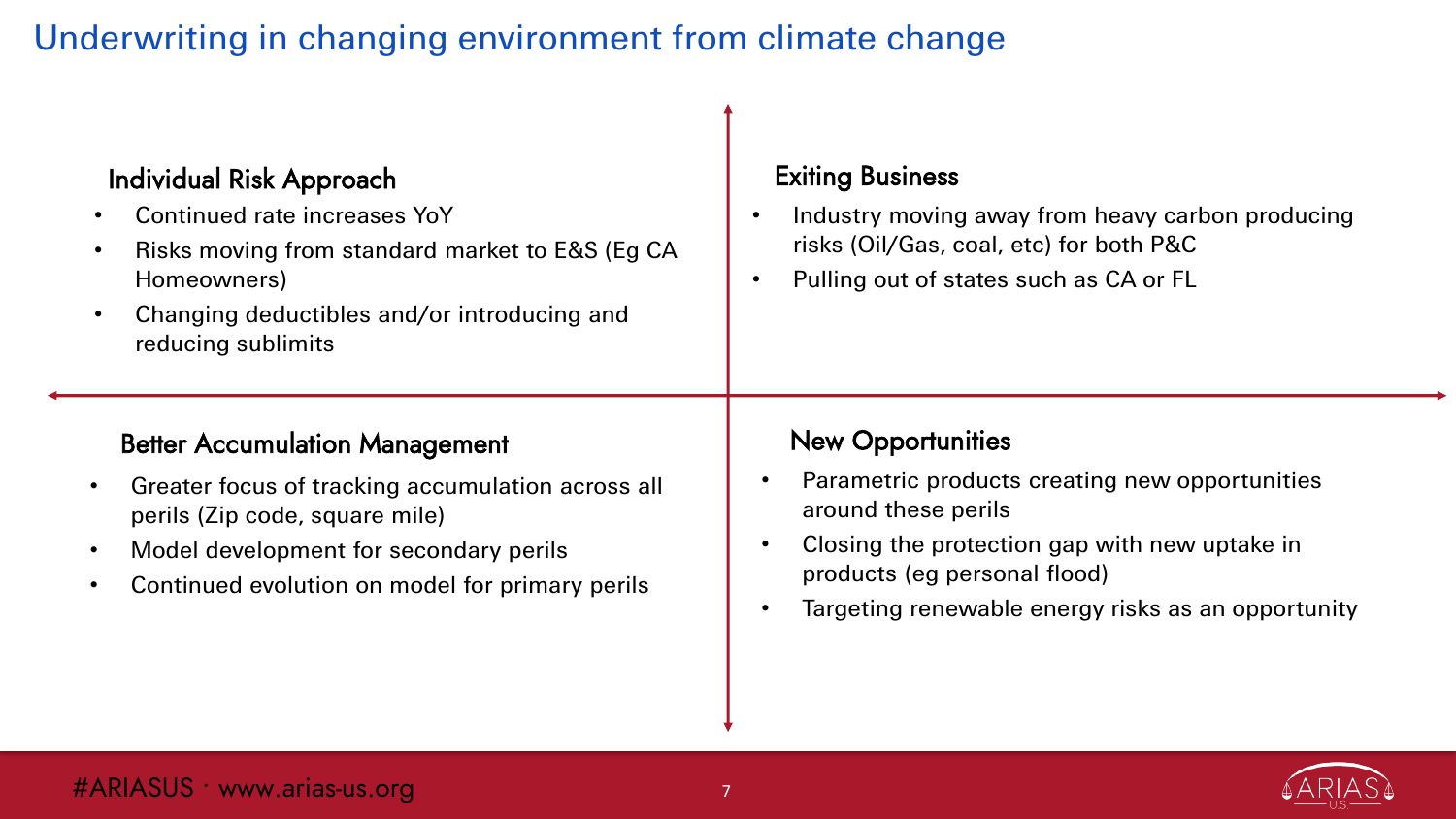# Underwriting in changing environment from climate change

## Individual Risk Approach

- Continued rate increases YoY
- Risks moving from standard market to E&S (Eg CA Homeowners)
- Changing deductibles and/or introducing and reducing sublimits

## Exiting Business

- Industry moving away from heavy carbon producing risks (Oil/Gas, coal, etc) for both P&C
- Pulling out of states such as CA or FL

## Better Accumulation Management

- Greater focus of tracking accumulation across all perils (Zip code, square mile)
- Model development for secondary perils
- Continued evolution on model for primary perils

## New Opportunities

- Parametric products creating new opportunities around these perils
- Closing the protection gap with new uptake in products (eg personal flood)
- Targeting renewable energy risks as an opportunity